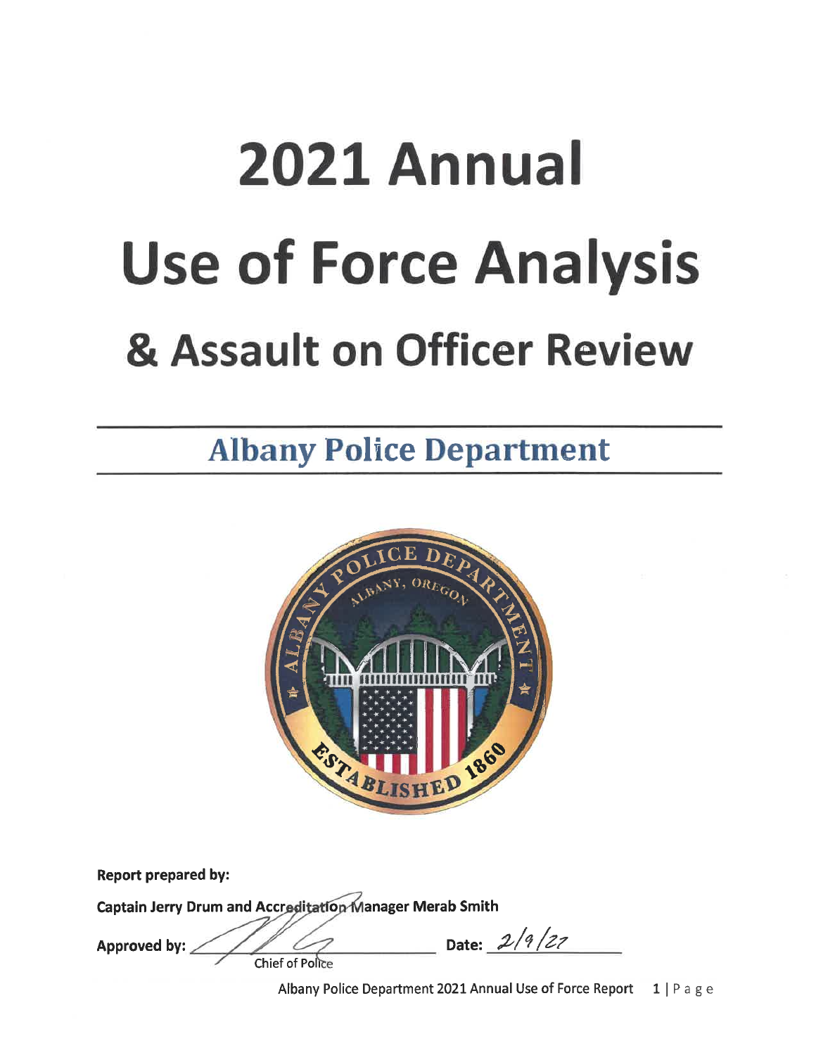# 2021 Annual

# Use of Force Analysis

## & Assault on Officer Review

## Albany Police Department

**Report prepared by:**

**Captain Jerry Drum and Accreditation Manager Merab Smith**

**Approved by:** ______________________ **Date:** 2/9/22
Chief of Police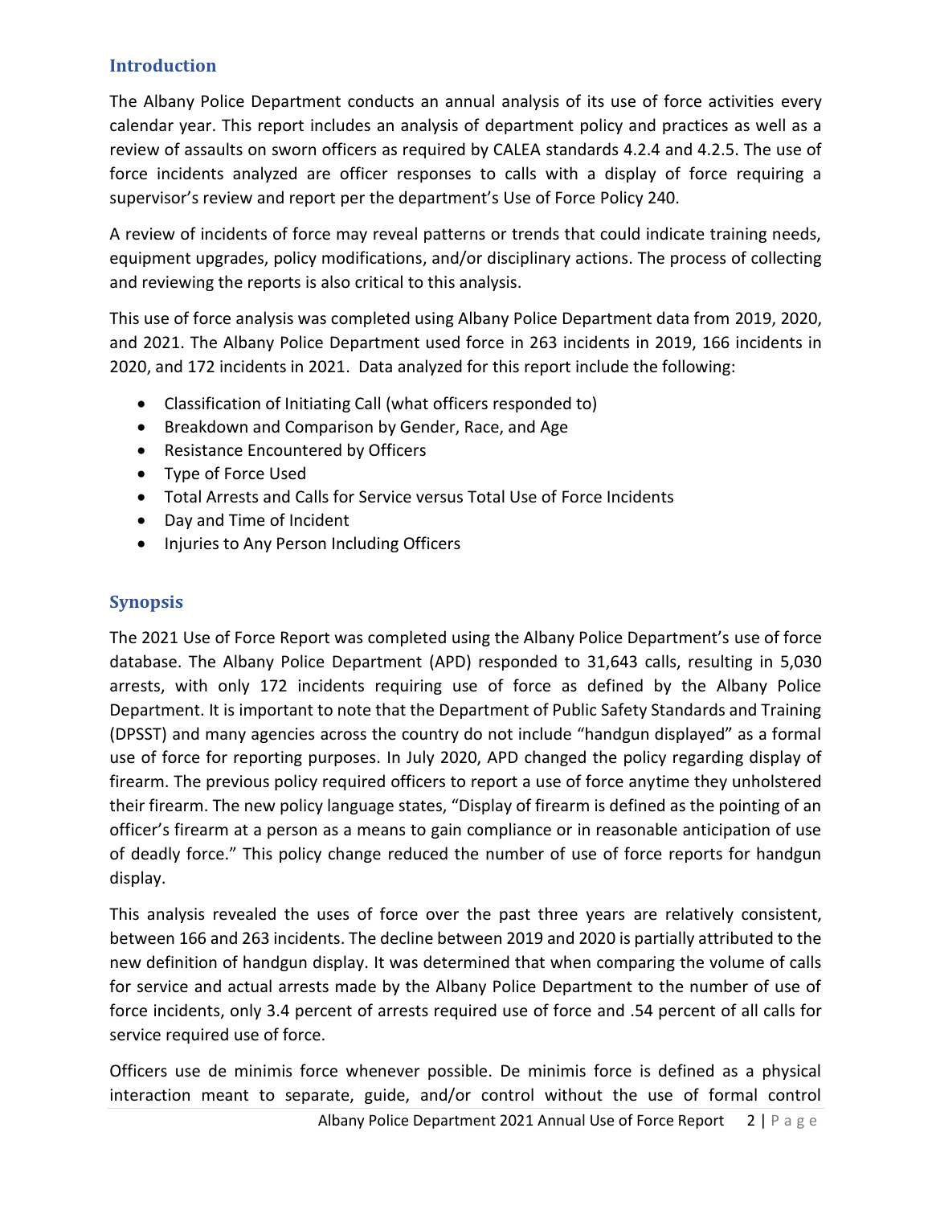## Introduction

The Albany Police Department conducts an annual analysis of its use of force activities every calendar year. This report includes an analysis of department policy and practices as well as a review of assaults on sworn officers as required by CALEA standards 4.2.4 and 4.2.5. The use of force incidents analyzed are officer responses to calls with a display of force requiring a supervisor's review and report per the department's Use of Force Policy 240.

A review of incidents of force may reveal patterns or trends that could indicate training needs, equipment upgrades, policy modifications, and/or disciplinary actions. The process of collecting and reviewing the reports is also critical to this analysis.

This use of force analysis was completed using Albany Police Department data from 2019, 2020, and 2021. The Albany Police Department used force in 263 incidents in 2019, 166 incidents in 2020, and 172 incidents in 2021. Data analyzed for this report include the following:

- Classification of Initiating Call (what officers responded to)
- Breakdown and Comparison by Gender, Race, and Age
- Resistance Encountered by Officers
- Type of Force Used
- Total Arrests and Calls for Service versus Total Use of Force Incidents
- Day and Time of Incident
- Injuries to Any Person Including Officers

## Synopsis

The 2021 Use of Force Report was completed using the Albany Police Department's use of force database. The Albany Police Department (APD) responded to 31,643 calls, resulting in 5,030 arrests, with only 172 incidents requiring use of force as defined by the Albany Police Department. It is important to note that the Department of Public Safety Standards and Training (DPSST) and many agencies across the country do not include "handgun displayed" as a formal use of force for reporting purposes. In July 2020, APD changed the policy regarding display of firearm. The previous policy required officers to report a use of force anytime they unholstered their firearm. The new policy language states, "Display of firearm is defined as the pointing of an officer's firearm at a person as a means to gain compliance or in reasonable anticipation of use of deadly force." This policy change reduced the number of use of force reports for handgun display.

This analysis revealed the uses of force over the past three years are relatively consistent, between 166 and 263 incidents. The decline between 2019 and 2020 is partially attributed to the new definition of handgun display. It was determined that when comparing the volume of calls for service and actual arrests made by the Albany Police Department to the number of use of force incidents, only 3.4 percent of arrests required use of force and .54 percent of all calls for service required use of force.

Officers use de minimis force whenever possible. De minimis force is defined as a physical interaction meant to separate, guide, and/or control without the use of formal control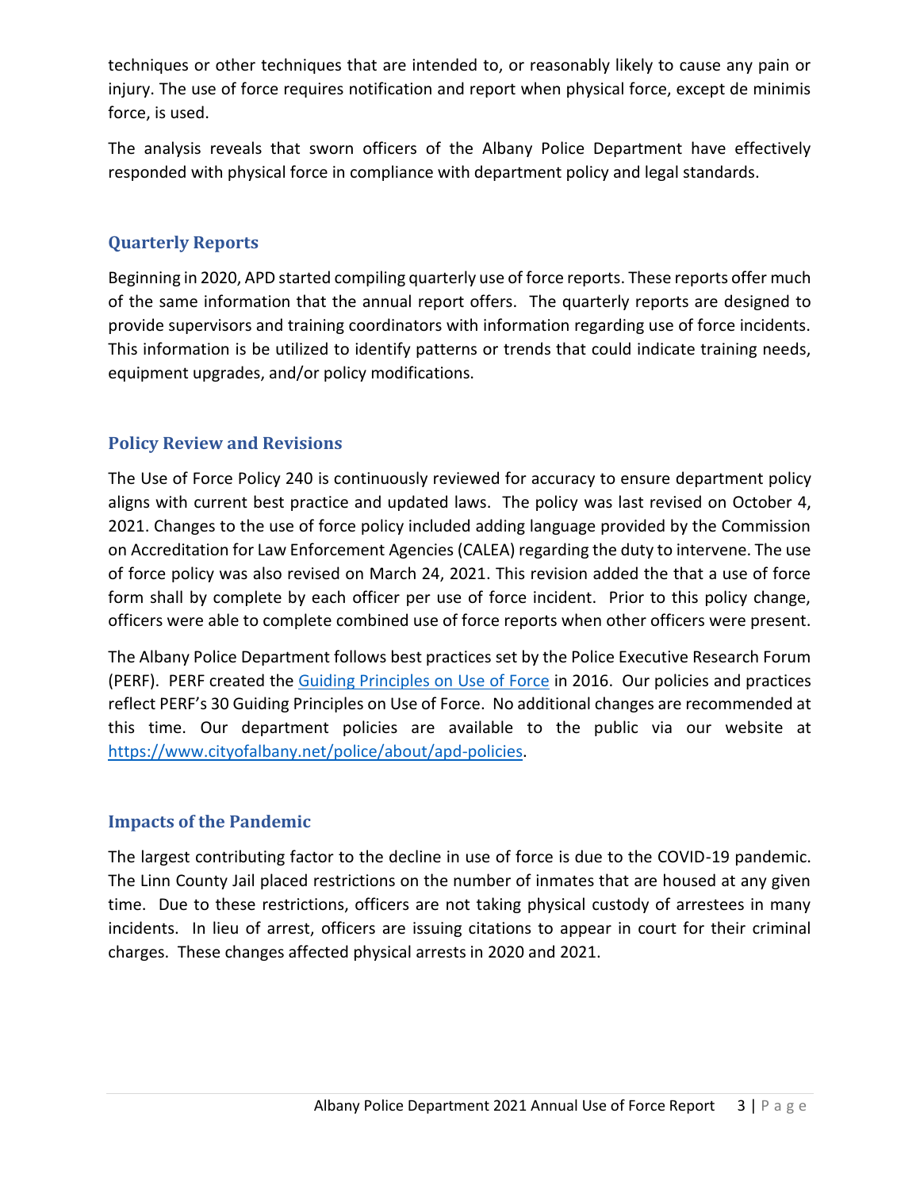techniques or other techniques that are intended to, or reasonably likely to cause any pain or injury. The use of force requires notification and report when physical force, except de minimis force, is used.

The analysis reveals that sworn officers of the Albany Police Department have effectively responded with physical force in compliance with department policy and legal standards.

## Quarterly Reports

Beginning in 2020, APD started compiling quarterly use of force reports. These reports offer much of the same information that the annual report offers. The quarterly reports are designed to provide supervisors and training coordinators with information regarding use of force incidents. This information is be utilized to identify patterns or trends that could indicate training needs, equipment upgrades, and/or policy modifications.

## Policy Review and Revisions

The Use of Force Policy 240 is continuously reviewed for accuracy to ensure department policy aligns with current best practice and updated laws. The policy was last revised on October 4, 2021. Changes to the use of force policy included adding language provided by the Commission on Accreditation for Law Enforcement Agencies (CALEA) regarding the duty to intervene. The use of force policy was also revised on March 24, 2021. This revision added the that a use of force form shall by complete by each officer per use of force incident. Prior to this policy change, officers were able to complete combined use of force reports when other officers were present.

The Albany Police Department follows best practices set by the Police Executive Research Forum (PERF). PERF created the [Guiding Principles on Use of Force]() in 2016. Our policies and practices reflect PERF's 30 Guiding Principles on Use of Force. No additional changes are recommended at this time. Our department policies are available to the public via our website at https://www.cityofalbany.net/police/about/apd-policies.

## Impacts of the Pandemic

The largest contributing factor to the decline in use of force is due to the COVID-19 pandemic. The Linn County Jail placed restrictions on the number of inmates that are housed at any given time. Due to these restrictions, officers are not taking physical custody of arrestees in many incidents. In lieu of arrest, officers are issuing citations to appear in court for their criminal charges. These changes affected physical arrests in 2020 and 2021.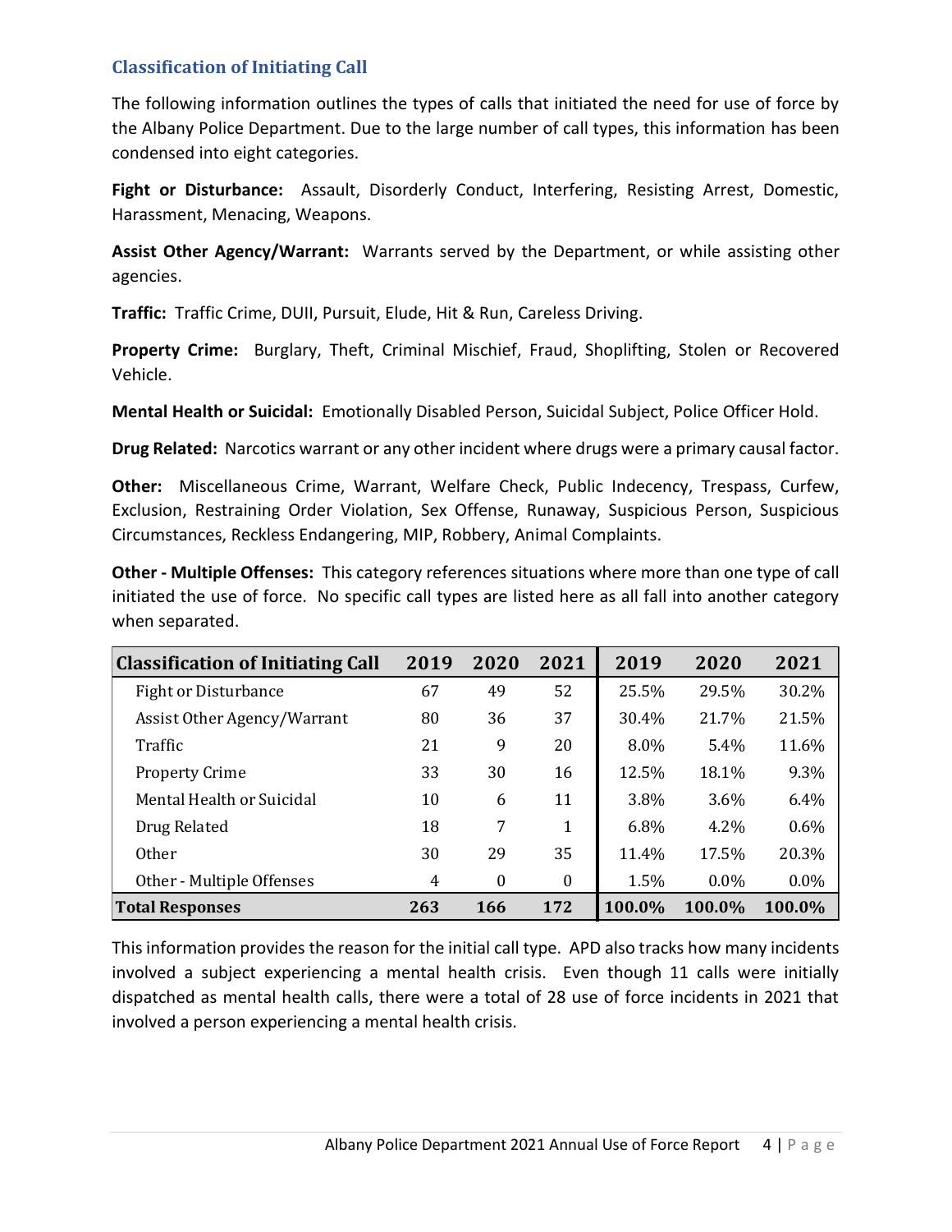## Classification of Initiating Call

The following information outlines the types of calls that initiated the need for use of force by the Albany Police Department. Due to the large number of call types, this information has been condensed into eight categories.

**Fight or Disturbance:** Assault, Disorderly Conduct, Interfering, Resisting Arrest, Domestic, Harassment, Menacing, Weapons.

**Assist Other Agency/Warrant:** Warrants served by the Department, or while assisting other agencies.

**Traffic:** Traffic Crime, DUII, Pursuit, Elude, Hit & Run, Careless Driving.

**Property Crime:** Burglary, Theft, Criminal Mischief, Fraud, Shoplifting, Stolen or Recovered Vehicle.

**Mental Health or Suicidal:** Emotionally Disabled Person, Suicidal Subject, Police Officer Hold.

**Drug Related:** Narcotics warrant or any other incident where drugs were a primary causal factor.

**Other:** Miscellaneous Crime, Warrant, Welfare Check, Public Indecency, Trespass, Curfew, Exclusion, Restraining Order Violation, Sex Offense, Runaway, Suspicious Person, Suspicious Circumstances, Reckless Endangering, MIP, Robbery, Animal Complaints.

**Other - Multiple Offenses:** This category references situations where more than one type of call initiated the use of force. No specific call types are listed here as all fall into another category when separated.

| Classification of Initiating Call | 2019 | 2020 | 2021 | 2019 | 2020 | 2021 |
|---|---|---|---|---|---|---|
| Fight or Disturbance | 67 | 49 | 52 | 25.5% | 29.5% | 30.2% |
| Assist Other Agency/Warrant | 80 | 36 | 37 | 30.4% | 21.7% | 21.5% |
| Traffic | 21 | 9 | 20 | 8.0% | 5.4% | 11.6% |
| Property Crime | 33 | 30 | 16 | 12.5% | 18.1% | 9.3% |
| Mental Health or Suicidal | 10 | 6 | 11 | 3.8% | 3.6% | 6.4% |
| Drug Related | 18 | 7 | 1 | 6.8% | 4.2% | 0.6% |
| Other | 30 | 29 | 35 | 11.4% | 17.5% | 20.3% |
| Other - Multiple Offenses | 4 | 0 | 0 | 1.5% | 0.0% | 0.0% |
| **Total Responses** | **263** | **166** | **172** | **100.0%** | **100.0%** | **100.0%** |

This information provides the reason for the initial call type. APD also tracks how many incidents involved a subject experiencing a mental health crisis. Even though 11 calls were initially dispatched as mental health calls, there were a total of 28 use of force incidents in 2021 that involved a person experiencing a mental health crisis.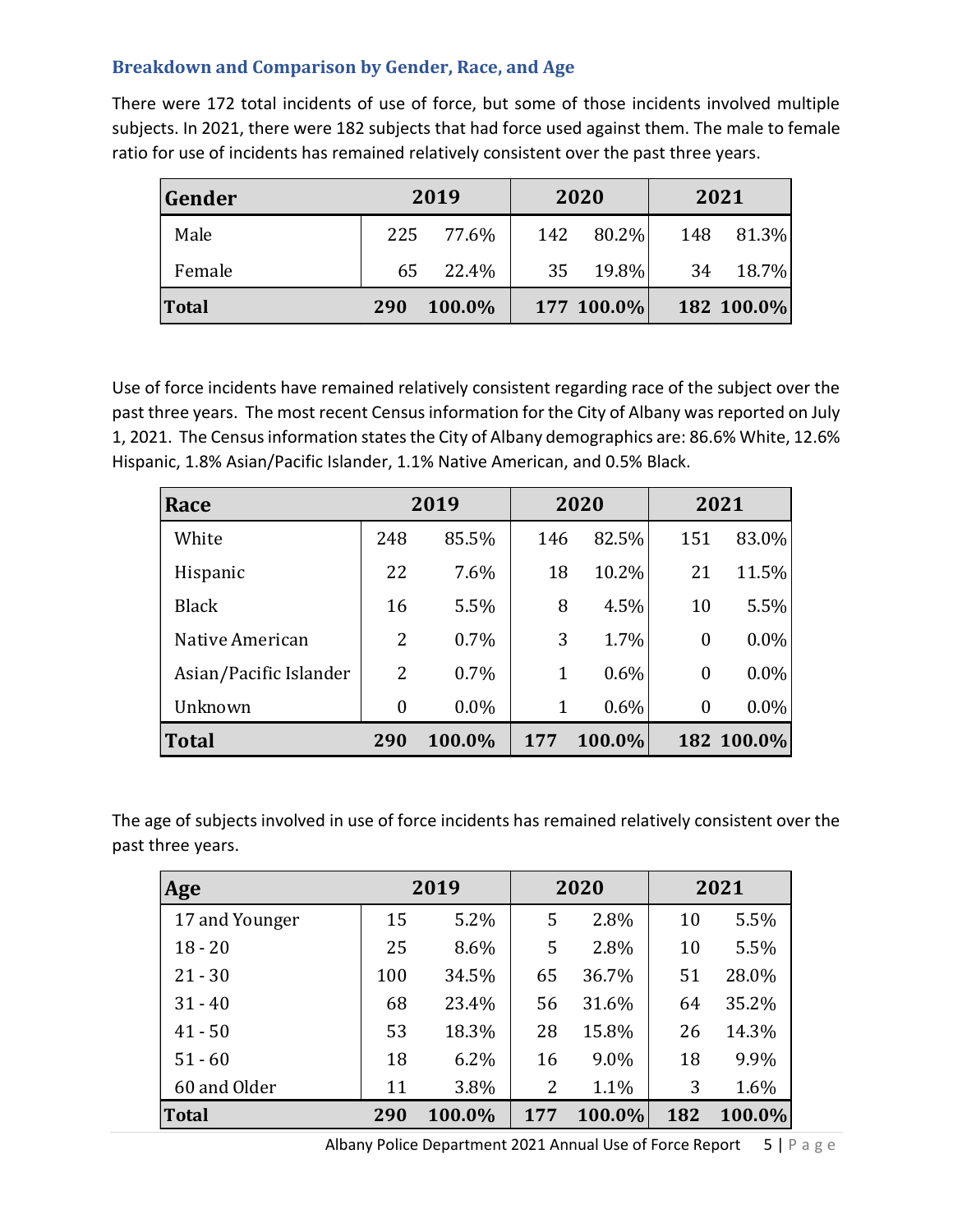### Breakdown and Comparison by Gender, Race, and Age

There were 172 total incidents of use of force, but some of those incidents involved multiple subjects. In 2021, there were 182 subjects that had force used against them. The male to female ratio for use of incidents has remained relatively consistent over the past three years.

| Gender | 2019 | | 2020 | | 2021 | |
|---|---|---|---|---|---|---|
| Male | 225 | 77.6% | 142 | 80.2% | 148 | 81.3% |
| Female | 65 | 22.4% | 35 | 19.8% | 34 | 18.7% |
| **Total** | **290** | **100.0%** | **177** | **100.0%** | **182** | **100.0%** |

Use of force incidents have remained relatively consistent regarding race of the subject over the past three years. The most recent Census information for the City of Albany was reported on July 1, 2021. The Census information states the City of Albany demographics are: 86.6% White, 12.6% Hispanic, 1.8% Asian/Pacific Islander, 1.1% Native American, and 0.5% Black.

| Race | 2019 | | 2020 | | 2021 | |
|---|---|---|---|---|---|---|
| White | 248 | 85.5% | 146 | 82.5% | 151 | 83.0% |
| Hispanic | 22 | 7.6% | 18 | 10.2% | 21 | 11.5% |
| Black | 16 | 5.5% | 8 | 4.5% | 10 | 5.5% |
| Native American | 2 | 0.7% | 3 | 1.7% | 0 | 0.0% |
| Asian/Pacific Islander | 2 | 0.7% | 1 | 0.6% | 0 | 0.0% |
| Unknown | 0 | 0.0% | 1 | 0.6% | 0 | 0.0% |
| **Total** | **290** | **100.0%** | **177** | **100.0%** | **182** | **100.0%** |

The age of subjects involved in use of force incidents has remained relatively consistent over the past three years.

| Age | 2019 | | 2020 | | 2021 | |
|---|---|---|---|---|---|---|
| 17 and Younger | 15 | 5.2% | 5 | 2.8% | 10 | 5.5% |
| 18 - 20 | 25 | 8.6% | 5 | 2.8% | 10 | 5.5% |
| 21 - 30 | 100 | 34.5% | 65 | 36.7% | 51 | 28.0% |
| 31 - 40 | 68 | 23.4% | 56 | 31.6% | 64 | 35.2% |
| 41 - 50 | 53 | 18.3% | 28 | 15.8% | 26 | 14.3% |
| 51 - 60 | 18 | 6.2% | 16 | 9.0% | 18 | 9.9% |
| 60 and Older | 11 | 3.8% | 2 | 1.1% | 3 | 1.6% |
| **Total** | **290** | **100.0%** | **177** | **100.0%** | **182** | **100.0%** |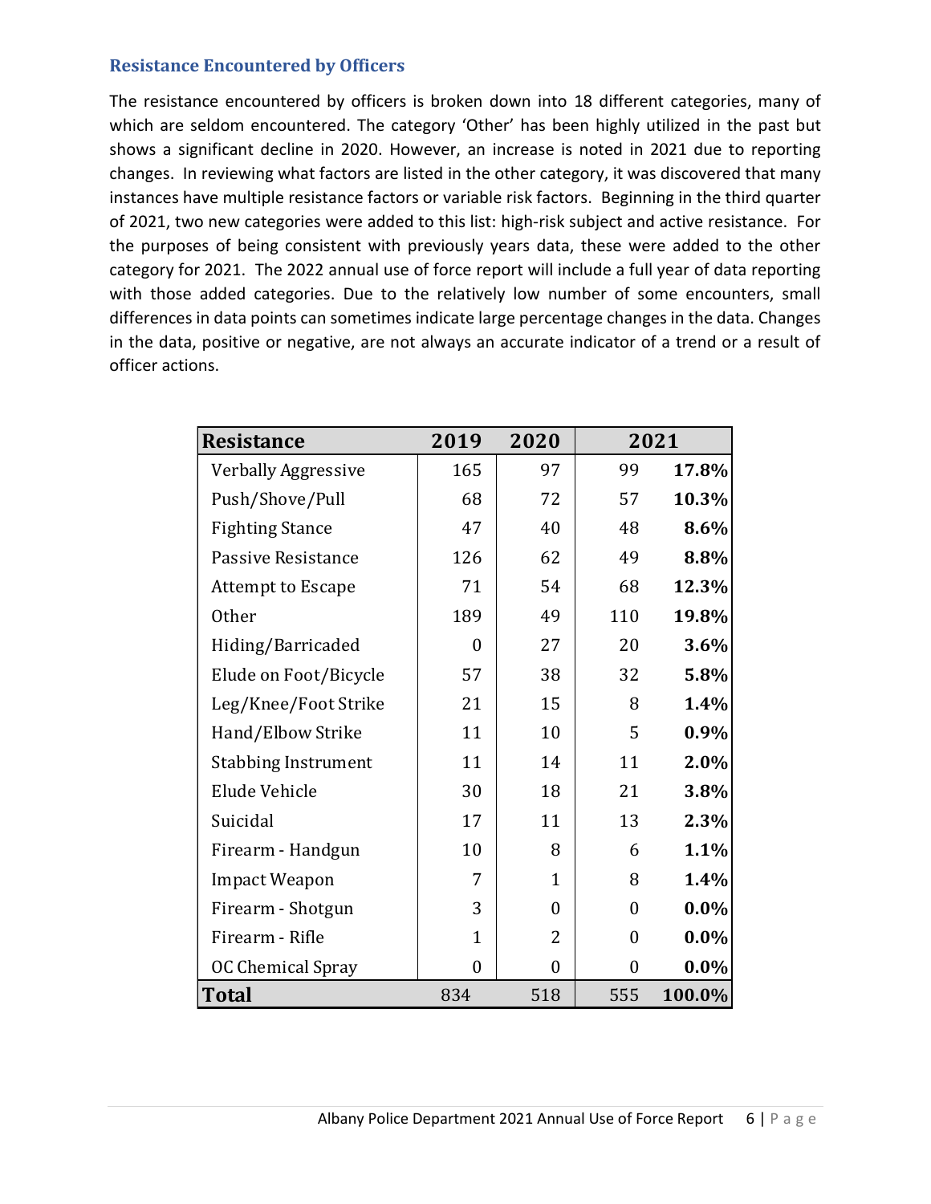### Resistance Encountered by Officers

The resistance encountered by officers is broken down into 18 different categories, many of which are seldom encountered. The category 'Other' has been highly utilized in the past but shows a significant decline in 2020. However, an increase is noted in 2021 due to reporting changes. In reviewing what factors are listed in the other category, it was discovered that many instances have multiple resistance factors or variable risk factors. Beginning in the third quarter of 2021, two new categories were added to this list: high-risk subject and active resistance. For the purposes of being consistent with previously years data, these were added to the other category for 2021. The 2022 annual use of force report will include a full year of data reporting with those added categories. Due to the relatively low number of some encounters, small differences in data points can sometimes indicate large percentage changes in the data. Changes in the data, positive or negative, are not always an accurate indicator of a trend or a result of officer actions.

| Resistance | 2019 | 2020 | 2021 | |
|---|---|---|---|---|
| Verbally Aggressive | 165 | 97 | 99 | **17.8%** |
| Push/Shove/Pull | 68 | 72 | 57 | **10.3%** |
| Fighting Stance | 47 | 40 | 48 | **8.6%** |
| Passive Resistance | 126 | 62 | 49 | **8.8%** |
| Attempt to Escape | 71 | 54 | 68 | **12.3%** |
| Other | 189 | 49 | 110 | **19.8%** |
| Hiding/Barricaded | 0 | 27 | 20 | **3.6%** |
| Elude on Foot/Bicycle | 57 | 38 | 32 | **5.8%** |
| Leg/Knee/Foot Strike | 21 | 15 | 8 | **1.4%** |
| Hand/Elbow Strike | 11 | 10 | 5 | **0.9%** |
| Stabbing Instrument | 11 | 14 | 11 | **2.0%** |
| Elude Vehicle | 30 | 18 | 21 | **3.8%** |
| Suicidal | 17 | 11 | 13 | **2.3%** |
| Firearm - Handgun | 10 | 8 | 6 | **1.1%** |
| Impact Weapon | 7 | 1 | 8 | **1.4%** |
| Firearm - Shotgun | 3 | 0 | 0 | **0.0%** |
| Firearm - Rifle | 1 | 2 | 0 | **0.0%** |
| OC Chemical Spray | 0 | 0 | 0 | **0.0%** |
| **Total** | 834 | 518 | 555 | **100.0%** |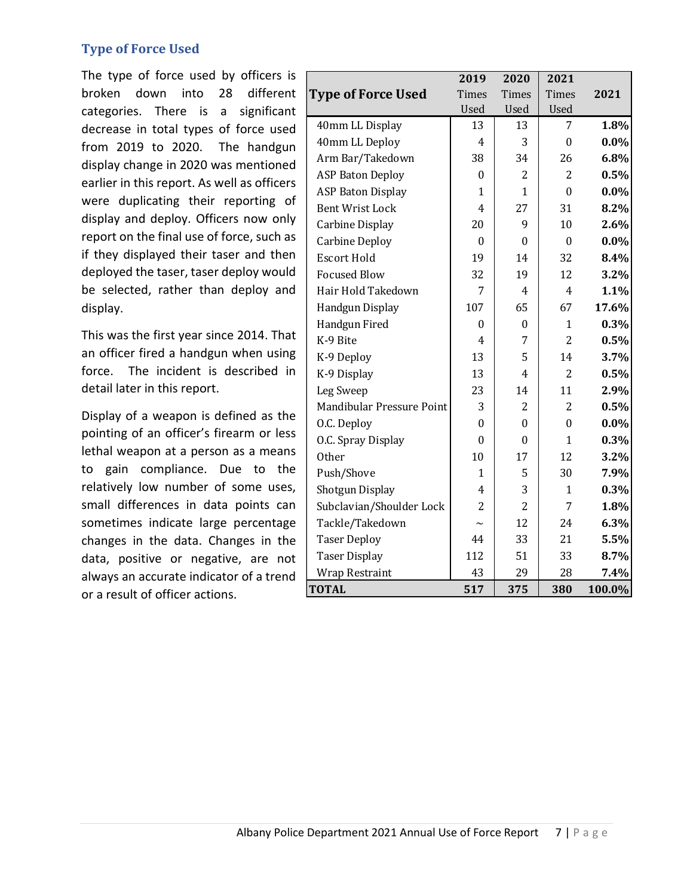## Type of Force Used

The type of force used by officers is broken down into 28 different categories. There is a significant decrease in total types of force used from 2019 to 2020. The handgun display change in 2020 was mentioned earlier in this report. As well as officers were duplicating their reporting of display and deploy. Officers now only report on the final use of force, such as if they displayed their taser and then deployed the taser, taser deploy would be selected, rather than deploy and display.

This was the first year since 2014. That an officer fired a handgun when using force. The incident is described in detail later in this report.

Display of a weapon is defined as the pointing of an officer's firearm or less lethal weapon at a person as a means to gain compliance. Due to the relatively low number of some uses, small differences in data points can sometimes indicate large percentage changes in the data. Changes in the data, positive or negative, are not always an accurate indicator of a trend or a result of officer actions.

| Type of Force Used | 2019 Times Used | 2020 Times Used | 2021 Times Used | 2021 |
|---|---|---|---|---|
| 40mm LL Display | 13 | 13 | 7 | **1.8%** |
| 40mm LL Deploy | 4 | 3 | 0 | **0.0%** |
| Arm Bar/Takedown | 38 | 34 | 26 | **6.8%** |
| ASP Baton Deploy | 0 | 2 | 2 | **0.5%** |
| ASP Baton Display | 1 | 1 | 0 | **0.0%** |
| Bent Wrist Lock | 4 | 27 | 31 | **8.2%** |
| Carbine Display | 20 | 9 | 10 | **2.6%** |
| Carbine Deploy | 0 | 0 | 0 | **0.0%** |
| Escort Hold | 19 | 14 | 32 | **8.4%** |
| Focused Blow | 32 | 19 | 12 | **3.2%** |
| Hair Hold Takedown | 7 | 4 | 4 | **1.1%** |
| Handgun Display | 107 | 65 | 67 | **17.6%** |
| Handgun Fired | 0 | 0 | 1 | **0.3%** |
| K-9 Bite | 4 | 7 | 2 | **0.5%** |
| K-9 Deploy | 13 | 5 | 14 | **3.7%** |
| K-9 Display | 13 | 4 | 2 | **0.5%** |
| Leg Sweep | 23 | 14 | 11 | **2.9%** |
| Mandibular Pressure Point | 3 | 2 | 2 | **0.5%** |
| O.C. Deploy | 0 | 0 | 0 | **0.0%** |
| O.C. Spray Display | 0 | 0 | 1 | **0.3%** |
| Other | 10 | 17 | 12 | **3.2%** |
| Push/Shove | 1 | 5 | 30 | **7.9%** |
| Shotgun Display | 4 | 3 | 1 | **0.3%** |
| Subclavian/Shoulder Lock | 2 | 2 | 7 | **1.8%** |
| Tackle/Takedown | ~ | 12 | 24 | **6.3%** |
| Taser Deploy | 44 | 33 | 21 | **5.5%** |
| Taser Display | 112 | 51 | 33 | **8.7%** |
| Wrap Restraint | 43 | 29 | 28 | **7.4%** |
| **TOTAL** | **517** | **375** | **380** | **100.0%** |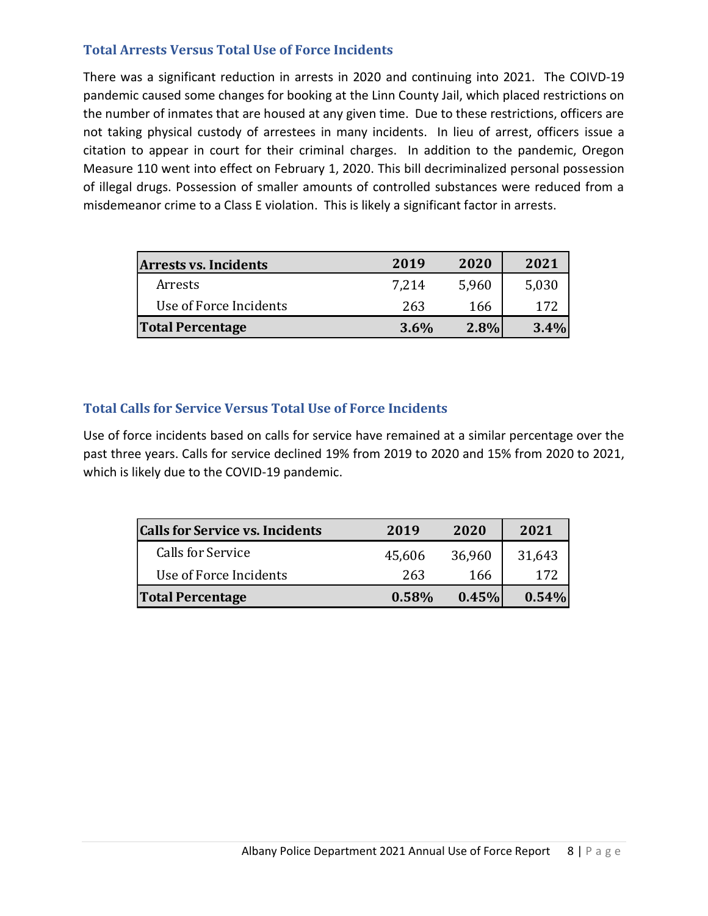## Total Arrests Versus Total Use of Force Incidents

There was a significant reduction in arrests in 2020 and continuing into 2021. The COIVD-19 pandemic caused some changes for booking at the Linn County Jail, which placed restrictions on the number of inmates that are housed at any given time. Due to these restrictions, officers are not taking physical custody of arrestees in many incidents. In lieu of arrest, officers issue a citation to appear in court for their criminal charges. In addition to the pandemic, Oregon Measure 110 went into effect on February 1, 2020. This bill decriminalized personal possession of illegal drugs. Possession of smaller amounts of controlled substances were reduced from a misdemeanor crime to a Class E violation. This is likely a significant factor in arrests.

| Arrests vs. Incidents | 2019 | 2020 | 2021 |
|---|---|---|---|
| Arrests | 7,214 | 5,960 | 5,030 |
| Use of Force Incidents | 263 | 166 | 172 |
| **Total Percentage** | **3.6%** | **2.8%** | **3.4%** |

## Total Calls for Service Versus Total Use of Force Incidents

Use of force incidents based on calls for service have remained at a similar percentage over the past three years. Calls for service declined 19% from 2019 to 2020 and 15% from 2020 to 2021, which is likely due to the COVID-19 pandemic.

| Calls for Service vs. Incidents | 2019 | 2020 | 2021 |
|---|---|---|---|
| Calls for Service | 45,606 | 36,960 | 31,643 |
| Use of Force Incidents | 263 | 166 | 172 |
| **Total Percentage** | **0.58%** | **0.45%** | **0.54%** |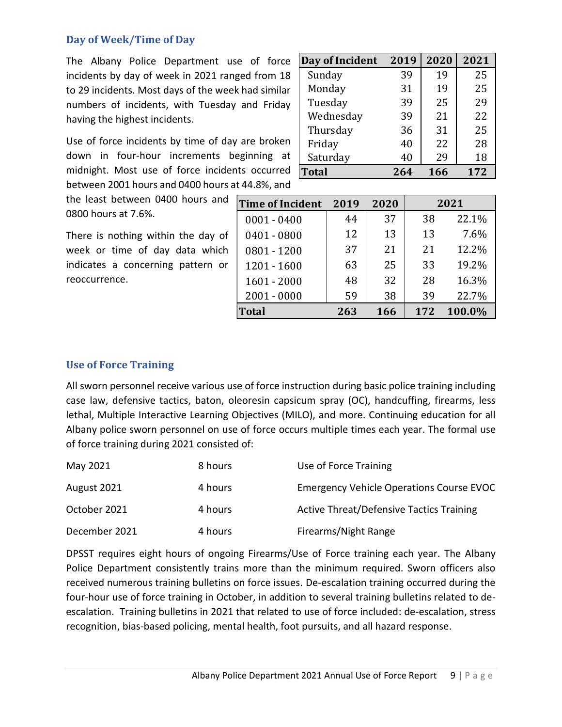## Day of Week/Time of Day

The Albany Police Department use of force incidents by day of week in 2021 ranged from 18 to 29 incidents. Most days of the week had similar numbers of incidents, with Tuesday and Friday having the highest incidents.

| Day of Incident | 2019 | 2020 | 2021 |
|---|---|---|---|
| Sunday | 39 | 19 | 25 |
| Monday | 31 | 19 | 25 |
| Tuesday | 39 | 25 | 29 |
| Wednesday | 39 | 21 | 22 |
| Thursday | 36 | 31 | 25 |
| Friday | 40 | 22 | 28 |
| Saturday | 40 | 29 | 18 |
| **Total** | **264** | **166** | **172** |

Use of force incidents by time of day are broken down in four-hour increments beginning at midnight. Most use of force incidents occurred between 2001 hours and 0400 hours at 44.8%, and the least between 0400 hours and 0800 hours at 7.6%.

There is nothing within the day of week or time of day data which indicates a concerning pattern or reoccurrence.

| Time of Incident | 2019 | 2020 | 2021 | |
|---|---|---|---|---|
| 0001 - 0400 | 44 | 37 | 38 | 22.1% |
| 0401 - 0800 | 12 | 13 | 13 | 7.6% |
| 0801 - 1200 | 37 | 21 | 21 | 12.2% |
| 1201 - 1600 | 63 | 25 | 33 | 19.2% |
| 1601 - 2000 | 48 | 32 | 28 | 16.3% |
| 2001 - 0000 | 59 | 38 | 39 | 22.7% |
| **Total** | **263** | **166** | **172** | **100.0%** |

## Use of Force Training

All sworn personnel receive various use of force instruction during basic police training including case law, defensive tactics, baton, oleoresin capsicum spray (OC), handcuffing, firearms, less lethal, Multiple Interactive Learning Objectives (MILO), and more. Continuing education for all Albany police sworn personnel on use of force occurs multiple times each year. The formal use of force training during 2021 consisted of:

| | | |
|---|---|---|
| May 2021 | 8 hours | Use of Force Training |
| August 2021 | 4 hours | Emergency Vehicle Operations Course EVOC |
| October 2021 | 4 hours | Active Threat/Defensive Tactics Training |
| December 2021 | 4 hours | Firearms/Night Range |

DPSST requires eight hours of ongoing Firearms/Use of Force training each year. The Albany Police Department consistently trains more than the minimum required. Sworn officers also received numerous training bulletins on force issues. De-escalation training occurred during the four-hour use of force training in October, in addition to several training bulletins related to de-escalation. Training bulletins in 2021 that related to use of force included: de-escalation, stress recognition, bias-based policing, mental health, foot pursuits, and all hazard response.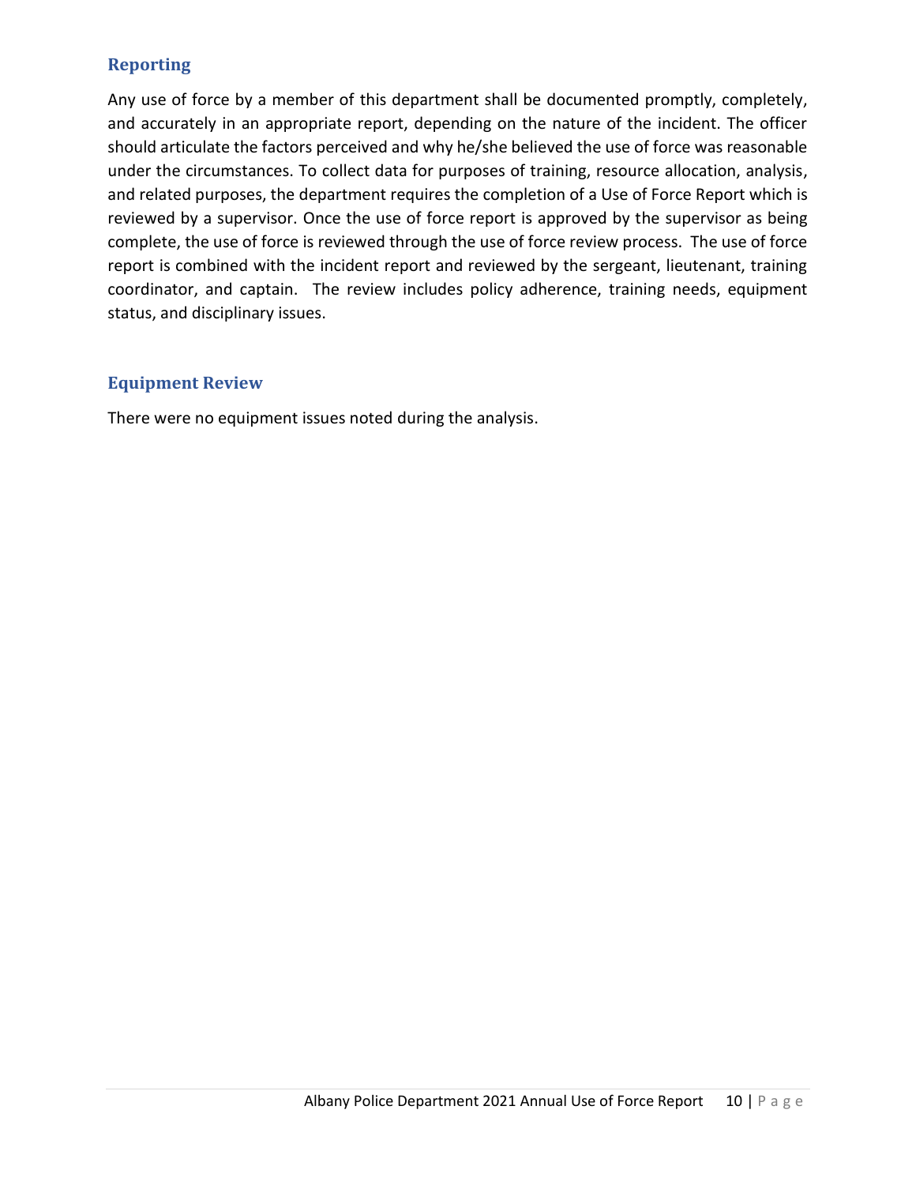## Reporting

Any use of force by a member of this department shall be documented promptly, completely, and accurately in an appropriate report, depending on the nature of the incident. The officer should articulate the factors perceived and why he/she believed the use of force was reasonable under the circumstances. To collect data for purposes of training, resource allocation, analysis, and related purposes, the department requires the completion of a Use of Force Report which is reviewed by a supervisor. Once the use of force report is approved by the supervisor as being complete, the use of force is reviewed through the use of force review process. The use of force report is combined with the incident report and reviewed by the sergeant, lieutenant, training coordinator, and captain. The review includes policy adherence, training needs, equipment status, and disciplinary issues.

## Equipment Review

There were no equipment issues noted during the analysis.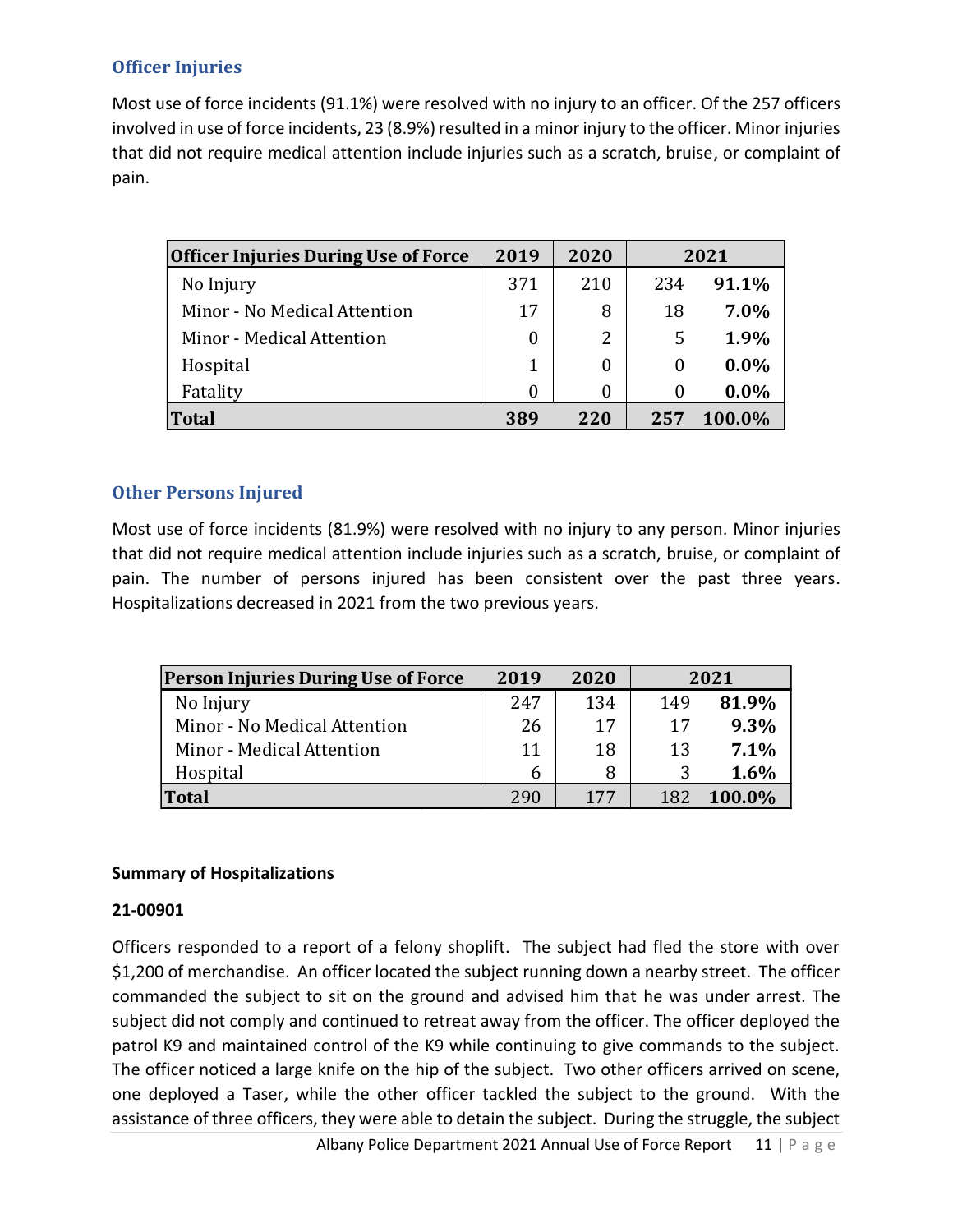## Officer Injuries

Most use of force incidents (91.1%) were resolved with no injury to an officer. Of the 257 officers involved in use of force incidents, 23 (8.9%) resulted in a minor injury to the officer. Minor injuries that did not require medical attention include injuries such as a scratch, bruise, or complaint of pain.

| Officer Injuries During Use of Force | 2019 | 2020 | 2021 | |
|---|---|---|---|---|
| No Injury | 371 | 210 | 234 | **91.1%** |
| Minor - No Medical Attention | 17 | 8 | 18 | **7.0%** |
| Minor - Medical Attention | 0 | 2 | 5 | **1.9%** |
| Hospital | 1 | 0 | 0 | **0.0%** |
| Fatality | 0 | 0 | 0 | **0.0%** |
| **Total** | **389** | **220** | **257** | **100.0%** |

## Other Persons Injured

Most use of force incidents (81.9%) were resolved with no injury to any person. Minor injuries that did not require medical attention include injuries such as a scratch, bruise, or complaint of pain. The number of persons injured has been consistent over the past three years. Hospitalizations decreased in 2021 from the two previous years.

| Person Injuries During Use of Force | 2019 | 2020 | 2021 | |
|---|---|---|---|---|
| No Injury | 247 | 134 | 149 | **81.9%** |
| Minor - No Medical Attention | 26 | 17 | 17 | **9.3%** |
| Minor - Medical Attention | 11 | 18 | 13 | **7.1%** |
| Hospital | 6 | 8 | 3 | **1.6%** |
| **Total** | 290 | 177 | 182 | **100.0%** |

**Summary of Hospitalizations**

**21-00901**

Officers responded to a report of a felony shoplift. The subject had fled the store with over $1,200 of merchandise. An officer located the subject running down a nearby street. The officer commanded the subject to sit on the ground and advised him that he was under arrest. The subject did not comply and continued to retreat away from the officer. The officer deployed the patrol K9 and maintained control of the K9 while continuing to give commands to the subject. The officer noticed a large knife on the hip of the subject. Two other officers arrived on scene, one deployed a Taser, while the other officer tackled the subject to the ground. With the assistance of three officers, they were able to detain the subject. During the struggle, the subject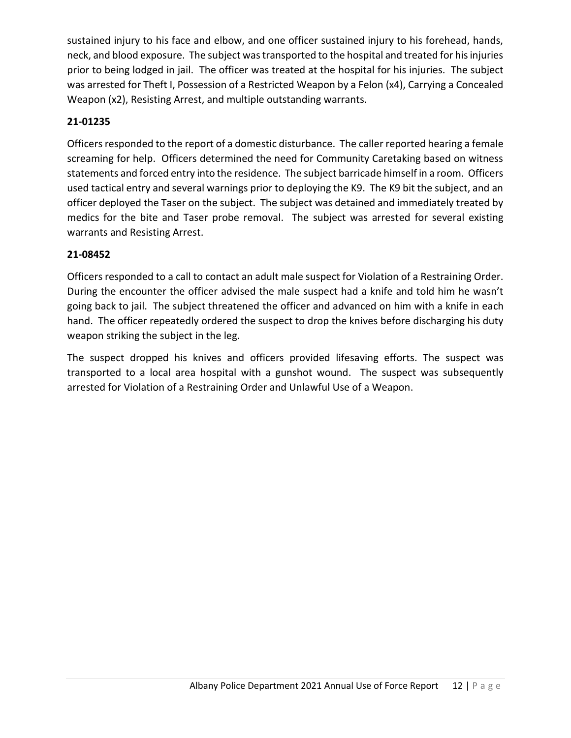sustained injury to his face and elbow, and one officer sustained injury to his forehead, hands, neck, and blood exposure. The subject was transported to the hospital and treated for his injuries prior to being lodged in jail. The officer was treated at the hospital for his injuries. The subject was arrested for Theft I, Possession of a Restricted Weapon by a Felon (x4), Carrying a Concealed Weapon (x2), Resisting Arrest, and multiple outstanding warrants.

**21-01235**

Officers responded to the report of a domestic disturbance. The caller reported hearing a female screaming for help. Officers determined the need for Community Caretaking based on witness statements and forced entry into the residence. The subject barricade himself in a room. Officers used tactical entry and several warnings prior to deploying the K9. The K9 bit the subject, and an officer deployed the Taser on the subject. The subject was detained and immediately treated by medics for the bite and Taser probe removal. The subject was arrested for several existing warrants and Resisting Arrest.

**21-08452**

Officers responded to a call to contact an adult male suspect for Violation of a Restraining Order. During the encounter the officer advised the male suspect had a knife and told him he wasn't going back to jail. The subject threatened the officer and advanced on him with a knife in each hand. The officer repeatedly ordered the suspect to drop the knives before discharging his duty weapon striking the subject in the leg.

The suspect dropped his knives and officers provided lifesaving efforts. The suspect was transported to a local area hospital with a gunshot wound. The suspect was subsequently arrested for Violation of a Restraining Order and Unlawful Use of a Weapon.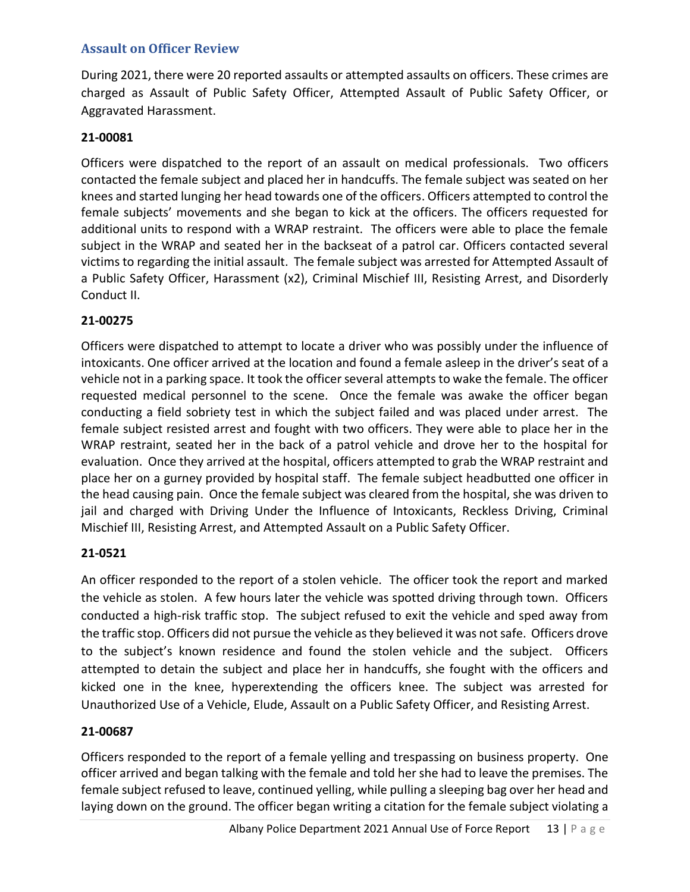## Assault on Officer Review

During 2021, there were 20 reported assaults or attempted assaults on officers. These crimes are charged as Assault of Public Safety Officer, Attempted Assault of Public Safety Officer, or Aggravated Harassment.

**21-00081**

Officers were dispatched to the report of an assault on medical professionals. Two officers contacted the female subject and placed her in handcuffs. The female subject was seated on her knees and started lunging her head towards one of the officers. Officers attempted to control the female subjects' movements and she began to kick at the officers. The officers requested for additional units to respond with a WRAP restraint. The officers were able to place the female subject in the WRAP and seated her in the backseat of a patrol car. Officers contacted several victims to regarding the initial assault. The female subject was arrested for Attempted Assault of a Public Safety Officer, Harassment (x2), Criminal Mischief III, Resisting Arrest, and Disorderly Conduct II.

**21-00275**

Officers were dispatched to attempt to locate a driver who was possibly under the influence of intoxicants. One officer arrived at the location and found a female asleep in the driver's seat of a vehicle not in a parking space. It took the officer several attempts to wake the female. The officer requested medical personnel to the scene. Once the female was awake the officer began conducting a field sobriety test in which the subject failed and was placed under arrest. The female subject resisted arrest and fought with two officers. They were able to place her in the WRAP restraint, seated her in the back of a patrol vehicle and drove her to the hospital for evaluation. Once they arrived at the hospital, officers attempted to grab the WRAP restraint and place her on a gurney provided by hospital staff. The female subject headbutted one officer in the head causing pain. Once the female subject was cleared from the hospital, she was driven to jail and charged with Driving Under the Influence of Intoxicants, Reckless Driving, Criminal Mischief III, Resisting Arrest, and Attempted Assault on a Public Safety Officer.

**21-0521**

An officer responded to the report of a stolen vehicle. The officer took the report and marked the vehicle as stolen. A few hours later the vehicle was spotted driving through town. Officers conducted a high-risk traffic stop. The subject refused to exit the vehicle and sped away from the traffic stop. Officers did not pursue the vehicle as they believed it was not safe. Officers drove to the subject's known residence and found the stolen vehicle and the subject. Officers attempted to detain the subject and place her in handcuffs, she fought with the officers and kicked one in the knee, hyperextending the officers knee. The subject was arrested for Unauthorized Use of a Vehicle, Elude, Assault on a Public Safety Officer, and Resisting Arrest.

**21-00687**

Officers responded to the report of a female yelling and trespassing on business property. One officer arrived and began talking with the female and told her she had to leave the premises. The female subject refused to leave, continued yelling, while pulling a sleeping bag over her head and laying down on the ground. The officer began writing a citation for the female subject violating a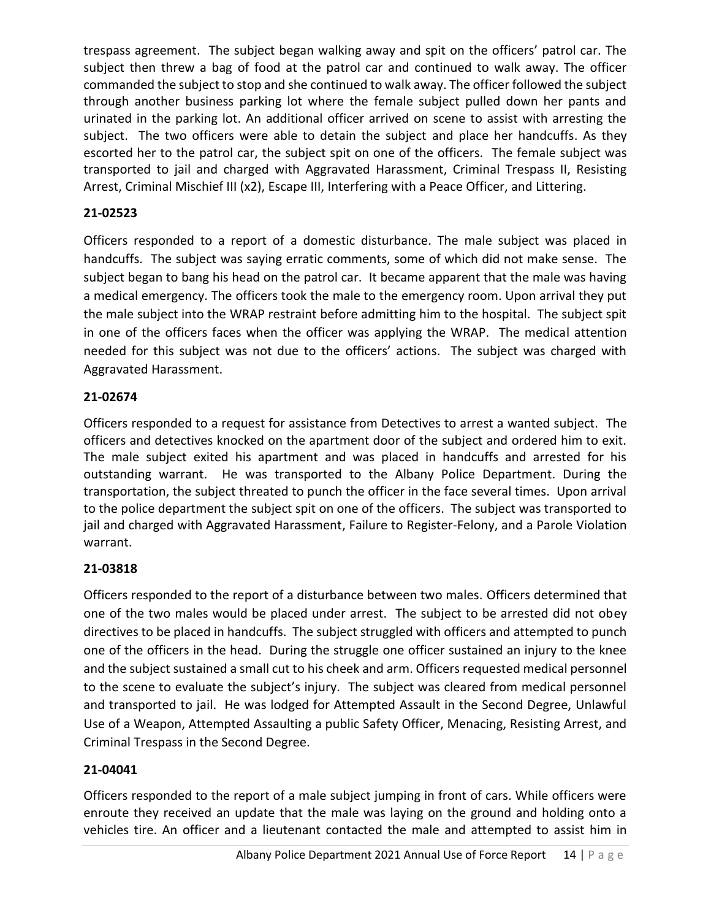trespass agreement. The subject began walking away and spit on the officers' patrol car. The subject then threw a bag of food at the patrol car and continued to walk away. The officer commanded the subject to stop and she continued to walk away. The officer followed the subject through another business parking lot where the female subject pulled down her pants and urinated in the parking lot. An additional officer arrived on scene to assist with arresting the subject. The two officers were able to detain the subject and place her handcuffs. As they escorted her to the patrol car, the subject spit on one of the officers. The female subject was transported to jail and charged with Aggravated Harassment, Criminal Trespass II, Resisting Arrest, Criminal Mischief III (x2), Escape III, Interfering with a Peace Officer, and Littering.

**21-02523**

Officers responded to a report of a domestic disturbance. The male subject was placed in handcuffs. The subject was saying erratic comments, some of which did not make sense. The subject began to bang his head on the patrol car. It became apparent that the male was having a medical emergency. The officers took the male to the emergency room. Upon arrival they put the male subject into the WRAP restraint before admitting him to the hospital. The subject spit in one of the officers faces when the officer was applying the WRAP. The medical attention needed for this subject was not due to the officers' actions. The subject was charged with Aggravated Harassment.

**21-02674**

Officers responded to a request for assistance from Detectives to arrest a wanted subject. The officers and detectives knocked on the apartment door of the subject and ordered him to exit. The male subject exited his apartment and was placed in handcuffs and arrested for his outstanding warrant. He was transported to the Albany Police Department. During the transportation, the subject threated to punch the officer in the face several times. Upon arrival to the police department the subject spit on one of the officers. The subject was transported to jail and charged with Aggravated Harassment, Failure to Register-Felony, and a Parole Violation warrant.

**21-03818**

Officers responded to the report of a disturbance between two males. Officers determined that one of the two males would be placed under arrest. The subject to be arrested did not obey directives to be placed in handcuffs. The subject struggled with officers and attempted to punch one of the officers in the head. During the struggle one officer sustained an injury to the knee and the subject sustained a small cut to his cheek and arm. Officers requested medical personnel to the scene to evaluate the subject's injury. The subject was cleared from medical personnel and transported to jail. He was lodged for Attempted Assault in the Second Degree, Unlawful Use of a Weapon, Attempted Assaulting a public Safety Officer, Menacing, Resisting Arrest, and Criminal Trespass in the Second Degree.

**21-04041**

Officers responded to the report of a male subject jumping in front of cars. While officers were enroute they received an update that the male was laying on the ground and holding onto a vehicles tire. An officer and a lieutenant contacted the male and attempted to assist him in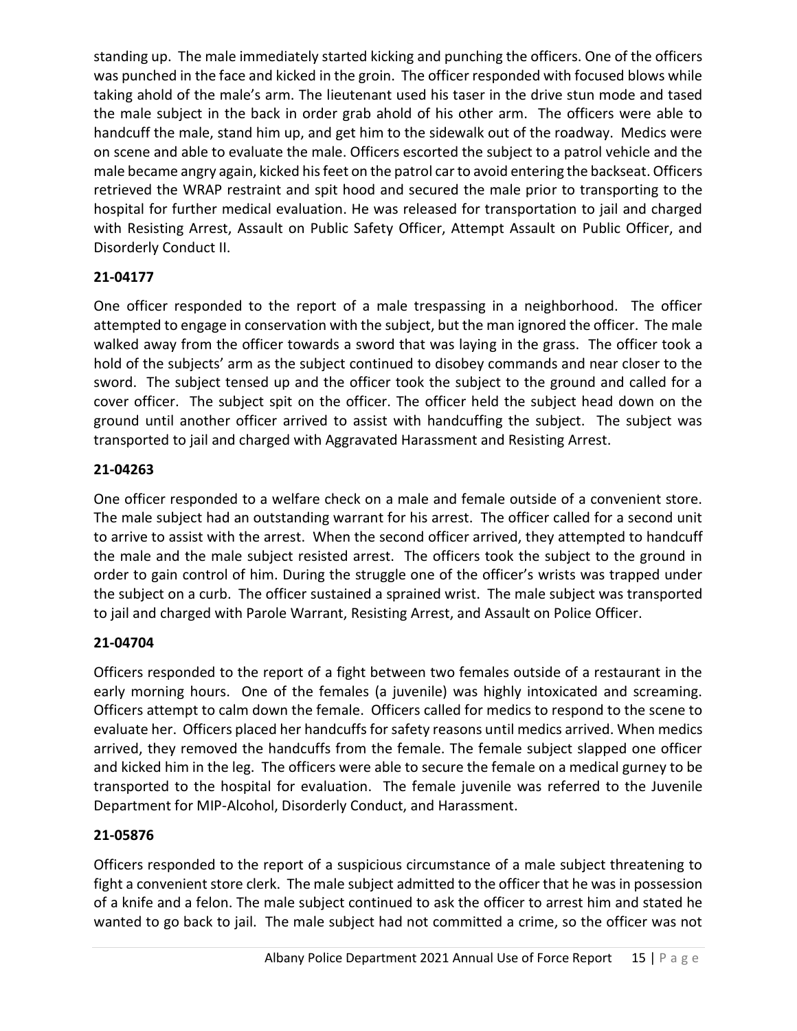standing up. The male immediately started kicking and punching the officers. One of the officers was punched in the face and kicked in the groin. The officer responded with focused blows while taking ahold of the male's arm. The lieutenant used his taser in the drive stun mode and tased the male subject in the back in order grab ahold of his other arm. The officers were able to handcuff the male, stand him up, and get him to the sidewalk out of the roadway. Medics were on scene and able to evaluate the male. Officers escorted the subject to a patrol vehicle and the male became angry again, kicked his feet on the patrol car to avoid entering the backseat. Officers retrieved the WRAP restraint and spit hood and secured the male prior to transporting to the hospital for further medical evaluation. He was released for transportation to jail and charged with Resisting Arrest, Assault on Public Safety Officer, Attempt Assault on Public Officer, and Disorderly Conduct II.

### 21-04177

One officer responded to the report of a male trespassing in a neighborhood. The officer attempted to engage in conservation with the subject, but the man ignored the officer. The male walked away from the officer towards a sword that was laying in the grass. The officer took a hold of the subjects' arm as the subject continued to disobey commands and near closer to the sword. The subject tensed up and the officer took the subject to the ground and called for a cover officer. The subject spit on the officer. The officer held the subject head down on the ground until another officer arrived to assist with handcuffing the subject. The subject was transported to jail and charged with Aggravated Harassment and Resisting Arrest.

### 21-04263

One officer responded to a welfare check on a male and female outside of a convenient store. The male subject had an outstanding warrant for his arrest. The officer called for a second unit to arrive to assist with the arrest. When the second officer arrived, they attempted to handcuff the male and the male subject resisted arrest. The officers took the subject to the ground in order to gain control of him. During the struggle one of the officer's wrists was trapped under the subject on a curb. The officer sustained a sprained wrist. The male subject was transported to jail and charged with Parole Warrant, Resisting Arrest, and Assault on Police Officer.

### 21-04704

Officers responded to the report of a fight between two females outside of a restaurant in the early morning hours. One of the females (a juvenile) was highly intoxicated and screaming. Officers attempt to calm down the female. Officers called for medics to respond to the scene to evaluate her. Officers placed her handcuffs for safety reasons until medics arrived. When medics arrived, they removed the handcuffs from the female. The female subject slapped one officer and kicked him in the leg. The officers were able to secure the female on a medical gurney to be transported to the hospital for evaluation. The female juvenile was referred to the Juvenile Department for MIP-Alcohol, Disorderly Conduct, and Harassment.

### 21-05876

Officers responded to the report of a suspicious circumstance of a male subject threatening to fight a convenient store clerk. The male subject admitted to the officer that he was in possession of a knife and a felon. The male subject continued to ask the officer to arrest him and stated he wanted to go back to jail. The male subject had not committed a crime, so the officer was not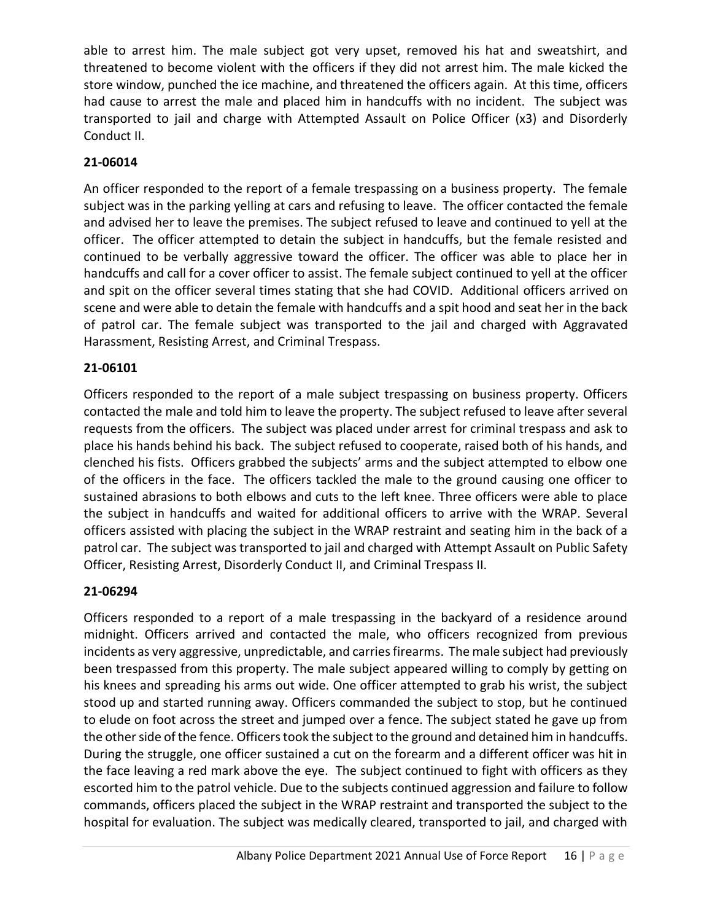able to arrest him. The male subject got very upset, removed his hat and sweatshirt, and threatened to become violent with the officers if they did not arrest him. The male kicked the store window, punched the ice machine, and threatened the officers again. At this time, officers had cause to arrest the male and placed him in handcuffs with no incident. The subject was transported to jail and charge with Attempted Assault on Police Officer (x3) and Disorderly Conduct II.

**21-06014**

An officer responded to the report of a female trespassing on a business property. The female subject was in the parking yelling at cars and refusing to leave. The officer contacted the female and advised her to leave the premises. The subject refused to leave and continued to yell at the officer. The officer attempted to detain the subject in handcuffs, but the female resisted and continued to be verbally aggressive toward the officer. The officer was able to place her in handcuffs and call for a cover officer to assist. The female subject continued to yell at the officer and spit on the officer several times stating that she had COVID. Additional officers arrived on scene and were able to detain the female with handcuffs and a spit hood and seat her in the back of patrol car. The female subject was transported to the jail and charged with Aggravated Harassment, Resisting Arrest, and Criminal Trespass.

**21-06101**

Officers responded to the report of a male subject trespassing on business property. Officers contacted the male and told him to leave the property. The subject refused to leave after several requests from the officers. The subject was placed under arrest for criminal trespass and ask to place his hands behind his back. The subject refused to cooperate, raised both of his hands, and clenched his fists. Officers grabbed the subjects' arms and the subject attempted to elbow one of the officers in the face. The officers tackled the male to the ground causing one officer to sustained abrasions to both elbows and cuts to the left knee. Three officers were able to place the subject in handcuffs and waited for additional officers to arrive with the WRAP. Several officers assisted with placing the subject in the WRAP restraint and seating him in the back of a patrol car. The subject was transported to jail and charged with Attempt Assault on Public Safety Officer, Resisting Arrest, Disorderly Conduct II, and Criminal Trespass II.

**21-06294**

Officers responded to a report of a male trespassing in the backyard of a residence around midnight. Officers arrived and contacted the male, who officers recognized from previous incidents as very aggressive, unpredictable, and carries firearms. The male subject had previously been trespassed from this property. The male subject appeared willing to comply by getting on his knees and spreading his arms out wide. One officer attempted to grab his wrist, the subject stood up and started running away. Officers commanded the subject to stop, but he continued to elude on foot across the street and jumped over a fence. The subject stated he gave up from the other side of the fence. Officers took the subject to the ground and detained him in handcuffs. During the struggle, one officer sustained a cut on the forearm and a different officer was hit in the face leaving a red mark above the eye. The subject continued to fight with officers as they escorted him to the patrol vehicle. Due to the subjects continued aggression and failure to follow commands, officers placed the subject in the WRAP restraint and transported the subject to the hospital for evaluation. The subject was medically cleared, transported to jail, and charged with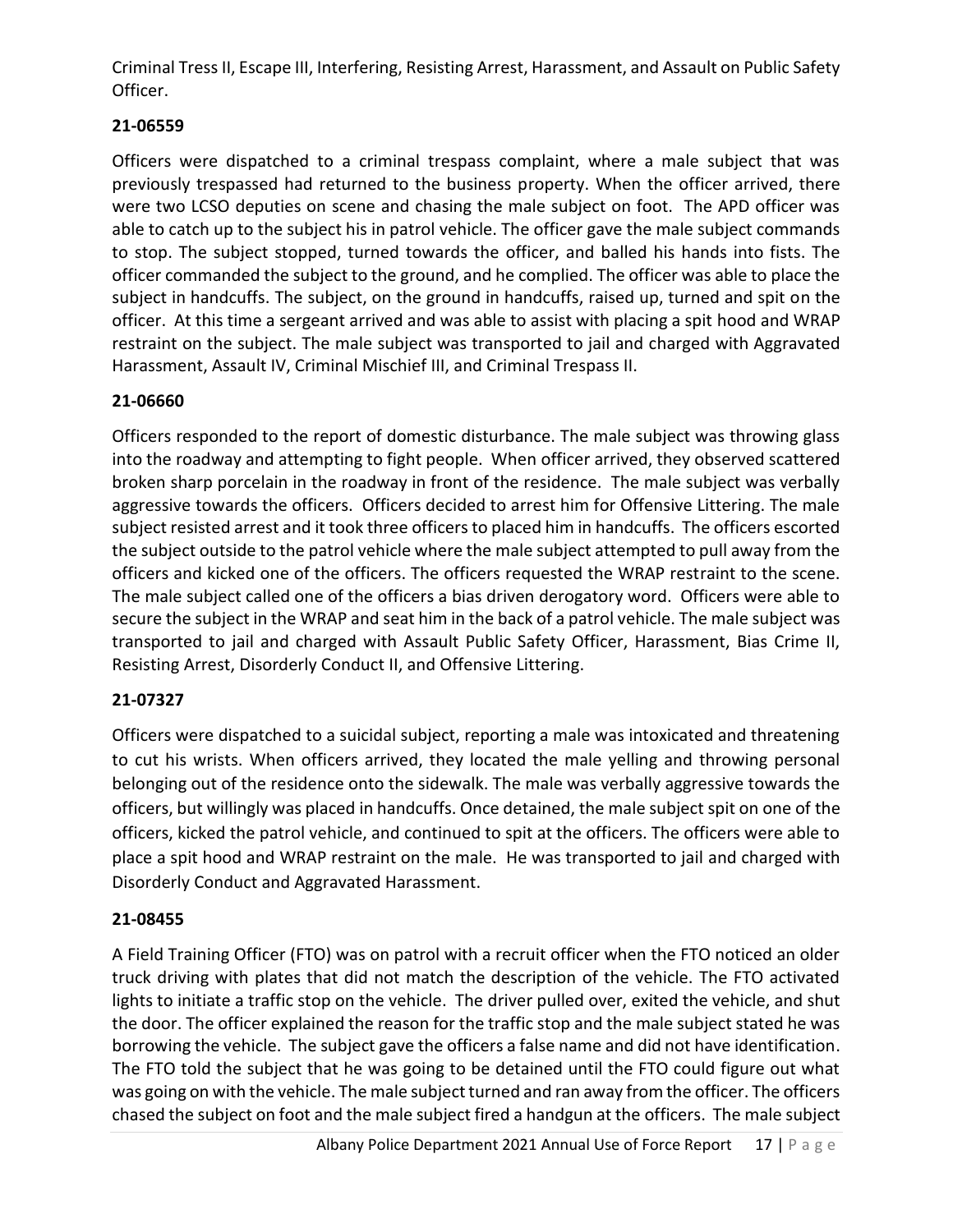Criminal Tress II, Escape III, Interfering, Resisting Arrest, Harassment, and Assault on Public Safety Officer.

**21-06559**

Officers were dispatched to a criminal trespass complaint, where a male subject that was previously trespassed had returned to the business property. When the officer arrived, there were two LCSO deputies on scene and chasing the male subject on foot. The APD officer was able to catch up to the subject his in patrol vehicle. The officer gave the male subject commands to stop. The subject stopped, turned towards the officer, and balled his hands into fists. The officer commanded the subject to the ground, and he complied. The officer was able to place the subject in handcuffs. The subject, on the ground in handcuffs, raised up, turned and spit on the officer. At this time a sergeant arrived and was able to assist with placing a spit hood and WRAP restraint on the subject. The male subject was transported to jail and charged with Aggravated Harassment, Assault IV, Criminal Mischief III, and Criminal Trespass II.

**21-06660**

Officers responded to the report of domestic disturbance. The male subject was throwing glass into the roadway and attempting to fight people. When officer arrived, they observed scattered broken sharp porcelain in the roadway in front of the residence. The male subject was verbally aggressive towards the officers. Officers decided to arrest him for Offensive Littering. The male subject resisted arrest and it took three officers to placed him in handcuffs. The officers escorted the subject outside to the patrol vehicle where the male subject attempted to pull away from the officers and kicked one of the officers. The officers requested the WRAP restraint to the scene. The male subject called one of the officers a bias driven derogatory word. Officers were able to secure the subject in the WRAP and seat him in the back of a patrol vehicle. The male subject was transported to jail and charged with Assault Public Safety Officer, Harassment, Bias Crime II, Resisting Arrest, Disorderly Conduct II, and Offensive Littering.

**21-07327**

Officers were dispatched to a suicidal subject, reporting a male was intoxicated and threatening to cut his wrists. When officers arrived, they located the male yelling and throwing personal belonging out of the residence onto the sidewalk. The male was verbally aggressive towards the officers, but willingly was placed in handcuffs. Once detained, the male subject spit on one of the officers, kicked the patrol vehicle, and continued to spit at the officers. The officers were able to place a spit hood and WRAP restraint on the male. He was transported to jail and charged with Disorderly Conduct and Aggravated Harassment.

**21-08455**

A Field Training Officer (FTO) was on patrol with a recruit officer when the FTO noticed an older truck driving with plates that did not match the description of the vehicle. The FTO activated lights to initiate a traffic stop on the vehicle. The driver pulled over, exited the vehicle, and shut the door. The officer explained the reason for the traffic stop and the male subject stated he was borrowing the vehicle. The subject gave the officers a false name and did not have identification. The FTO told the subject that he was going to be detained until the FTO could figure out what was going on with the vehicle. The male subject turned and ran away from the officer. The officers chased the subject on foot and the male subject fired a handgun at the officers. The male subject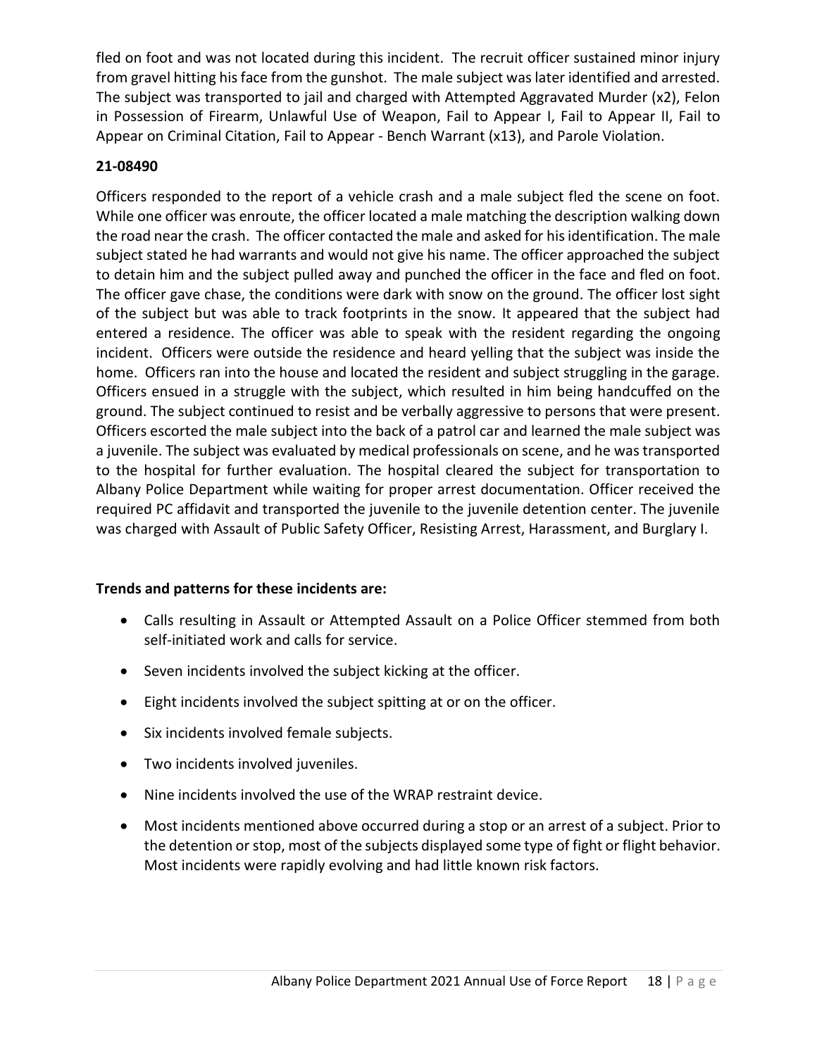fled on foot and was not located during this incident. The recruit officer sustained minor injury from gravel hitting his face from the gunshot. The male subject was later identified and arrested. The subject was transported to jail and charged with Attempted Aggravated Murder (x2), Felon in Possession of Firearm, Unlawful Use of Weapon, Fail to Appear I, Fail to Appear II, Fail to Appear on Criminal Citation, Fail to Appear - Bench Warrant (x13), and Parole Violation.

**21-08490**

Officers responded to the report of a vehicle crash and a male subject fled the scene on foot. While one officer was enroute, the officer located a male matching the description walking down the road near the crash. The officer contacted the male and asked for his identification. The male subject stated he had warrants and would not give his name. The officer approached the subject to detain him and the subject pulled away and punched the officer in the face and fled on foot. The officer gave chase, the conditions were dark with snow on the ground. The officer lost sight of the subject but was able to track footprints in the snow. It appeared that the subject had entered a residence. The officer was able to speak with the resident regarding the ongoing incident. Officers were outside the residence and heard yelling that the subject was inside the home. Officers ran into the house and located the resident and subject struggling in the garage. Officers ensued in a struggle with the subject, which resulted in him being handcuffed on the ground. The subject continued to resist and be verbally aggressive to persons that were present. Officers escorted the male subject into the back of a patrol car and learned the male subject was a juvenile. The subject was evaluated by medical professionals on scene, and he was transported to the hospital for further evaluation. The hospital cleared the subject for transportation to Albany Police Department while waiting for proper arrest documentation. Officer received the required PC affidavit and transported the juvenile to the juvenile detention center. The juvenile was charged with Assault of Public Safety Officer, Resisting Arrest, Harassment, and Burglary I.

**Trends and patterns for these incidents are:**

- Calls resulting in Assault or Attempted Assault on a Police Officer stemmed from both self-initiated work and calls for service.
- Seven incidents involved the subject kicking at the officer.
- Eight incidents involved the subject spitting at or on the officer.
- Six incidents involved female subjects.
- Two incidents involved juveniles.
- Nine incidents involved the use of the WRAP restraint device.
- Most incidents mentioned above occurred during a stop or an arrest of a subject. Prior to the detention or stop, most of the subjects displayed some type of fight or flight behavior. Most incidents were rapidly evolving and had little known risk factors.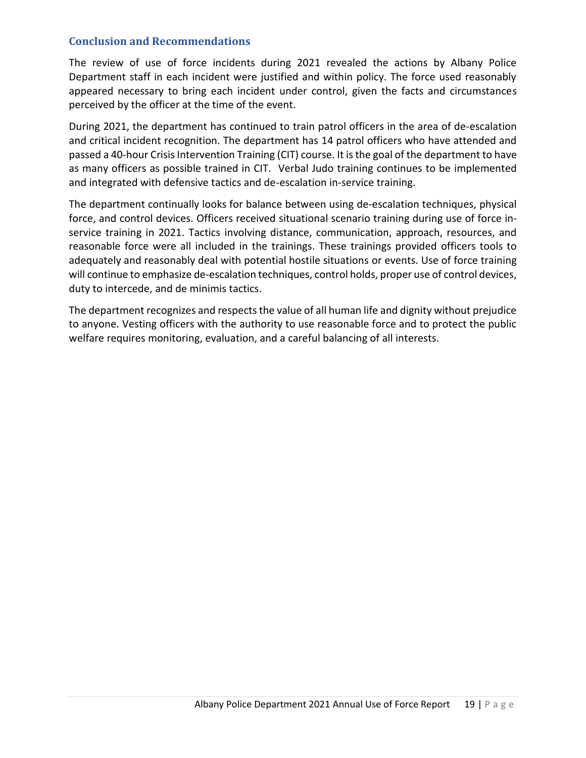## Conclusion and Recommendations

The review of use of force incidents during 2021 revealed the actions by Albany Police Department staff in each incident were justified and within policy. The force used reasonably appeared necessary to bring each incident under control, given the facts and circumstances perceived by the officer at the time of the event.

During 2021, the department has continued to train patrol officers in the area of de-escalation and critical incident recognition. The department has 14 patrol officers who have attended and passed a 40-hour Crisis Intervention Training (CIT) course. It is the goal of the department to have as many officers as possible trained in CIT. Verbal Judo training continues to be implemented and integrated with defensive tactics and de-escalation in-service training.

The department continually looks for balance between using de-escalation techniques, physical force, and control devices. Officers received situational scenario training during use of force in-service training in 2021. Tactics involving distance, communication, approach, resources, and reasonable force were all included in the trainings. These trainings provided officers tools to adequately and reasonably deal with potential hostile situations or events. Use of force training will continue to emphasize de-escalation techniques, control holds, proper use of control devices, duty to intercede, and de minimis tactics.

The department recognizes and respects the value of all human life and dignity without prejudice to anyone. Vesting officers with the authority to use reasonable force and to protect the public welfare requires monitoring, evaluation, and a careful balancing of all interests.